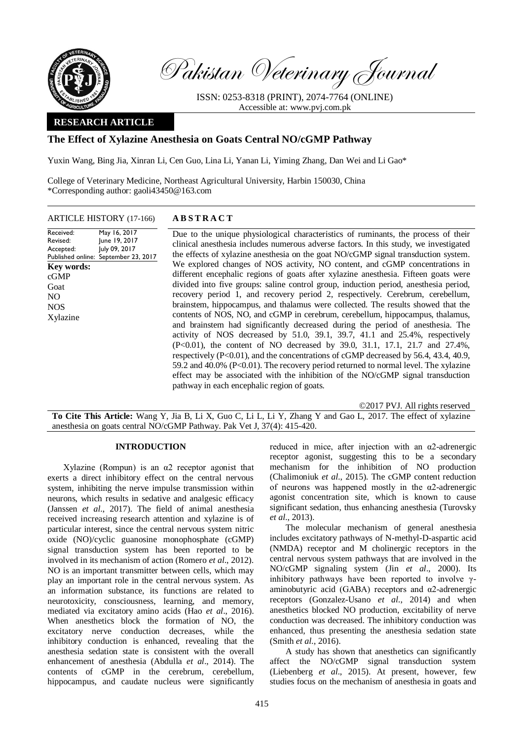*Pakistan Veterinary Journal*

ISSN: 0253-8318 (PRINT), 2074-7764 (ONLINE)
Accessible at: www.pvj.com.pk

**RESEARCH ARTICLE**

# The Effect of Xylazine Anesthesia on Goats Central NO/cGMP Pathway

Yuxin Wang, Bing Jia, Xinran Li, Cen Guo, Lina Li, Yanan Li, Yiming Zhang, Dan Wei and Li Gao*

College of Veterinary Medicine, Northeast Agricultural University, Harbin 150030, China
*Corresponding author: gaoli43450@163.com

**ARTICLE HISTORY** (17-166)

| | |
|---|---|
| Received: | May 16, 2017 |
| Revised: | June 19, 2017 |
| Accepted: | July 09, 2017 |
| Published online: | September 23, 2017 |

**Key words:**
cGMP
Goat
NO
NOS
Xylazine

## ABSTRACT

Due to the unique physiological characteristics of ruminants, the process of their clinical anesthesia includes numerous adverse factors. In this study, we investigated the effects of xylazine anesthesia on the goat NO/cGMP signal transduction system. We explored changes of NOS activity, NO content, and cGMP concentrations in different encephalic regions of goats after xylazine anesthesia. Fifteen goats were divided into five groups: saline control group, induction period, anesthesia period, recovery period 1, and recovery period 2, respectively. Cerebrum, cerebellum, brainstem, hippocampus, and thalamus were collected. The results showed that the contents of NOS, NO, and cGMP in cerebrum, cerebellum, hippocampus, thalamus, and brainstem had significantly decreased during the period of anesthesia. The activity of NOS decreased by 51.0, 39.1, 39.7, 41.1 and 25.4%, respectively ($P<0.01$), the content of NO decreased by 39.0, 31.1, 17.1, 21.7 and 27.4%, respectively ($P<0.01$), and the concentrations of cGMP decreased by 56.4, 43.4, 40.9, 59.2 and 40.0% ($P<0.01$). The recovery period returned to normal level. The xylazine effect may be associated with the inhibition of the NO/cGMP signal transduction pathway in each encephalic region of goats.

©2017 PVJ. All rights reserved

**To Cite This Article:** Wang Y, Jia B, Li X, Guo C, Li L, Li Y, Zhang Y and Gao L, 2017. The effect of xylazine anesthesia on goats central NO/cGMP Pathway. Pak Vet J, 37(4): 415-420.

## INTRODUCTION

Xylazine (Rompun) is an α2 receptor agonist that exerts a direct inhibitory effect on the central nervous system, inhibiting the nerve impulse transmission within neurons, which results in sedative and analgesic efficacy (Janssen *et al*., 2017). The field of animal anesthesia received increasing research attention and xylazine is of particular interest, since the central nervous system nitric oxide (NO)/cyclic guanosine monophosphate (cGMP) signal transduction system has been reported to be involved in its mechanism of action (Romero *et al*., 2012). NO is an important transmitter between cells, which may play an important role in the central nervous system. As an information substance, its functions are related to neurotoxicity, consciousness, learning, and memory, mediated via excitatory amino acids (Hao *et al*., 2016). When anesthetics block the formation of NO, the excitatory nerve conduction decreases, while the inhibitory conduction is enhanced, revealing that the anesthesia sedation state is consistent with the overall enhancement of anesthesia (Abdulla *et al*., 2014). The contents of cGMP in the cerebrum, cerebellum, hippocampus, and caudate nucleus were significantly reduced in mice, after injection with an α2-adrenergic receptor agonist, suggesting this to be a secondary mechanism for the inhibition of NO production (Chalimoniuk *et al*., 2015). The cGMP content reduction of neurons was happened mostly in the α2-adrenergic agonist concentration site, which is known to cause significant sedation, thus enhancing anesthesia (Turovsky *et al*., 2013).

The molecular mechanism of general anesthesia includes excitatory pathways of N-methyl-D-aspartic acid (NMDA) receptor and M cholinergic receptors in the central nervous system pathways that are involved in the NO/cGMP signaling system (Jin *et al*., 2000). Its inhibitory pathways have been reported to involve γ-aminobutyric acid (GABA) receptors and α2-adrenergic receptors (Gonzalez-Usano *et al*., 2014) and when anesthetics blocked NO production, excitability of nerve conduction was decreased. The inhibitory conduction was enhanced, thus presenting the anesthesia sedation state (Smith *et al*., 2016).

A study has shown that anesthetics can significantly affect the NO/cGMP signal transduction system (Liebenberg *et al*., 2015). At present, however, few studies focus on the mechanism of anesthesia in goats and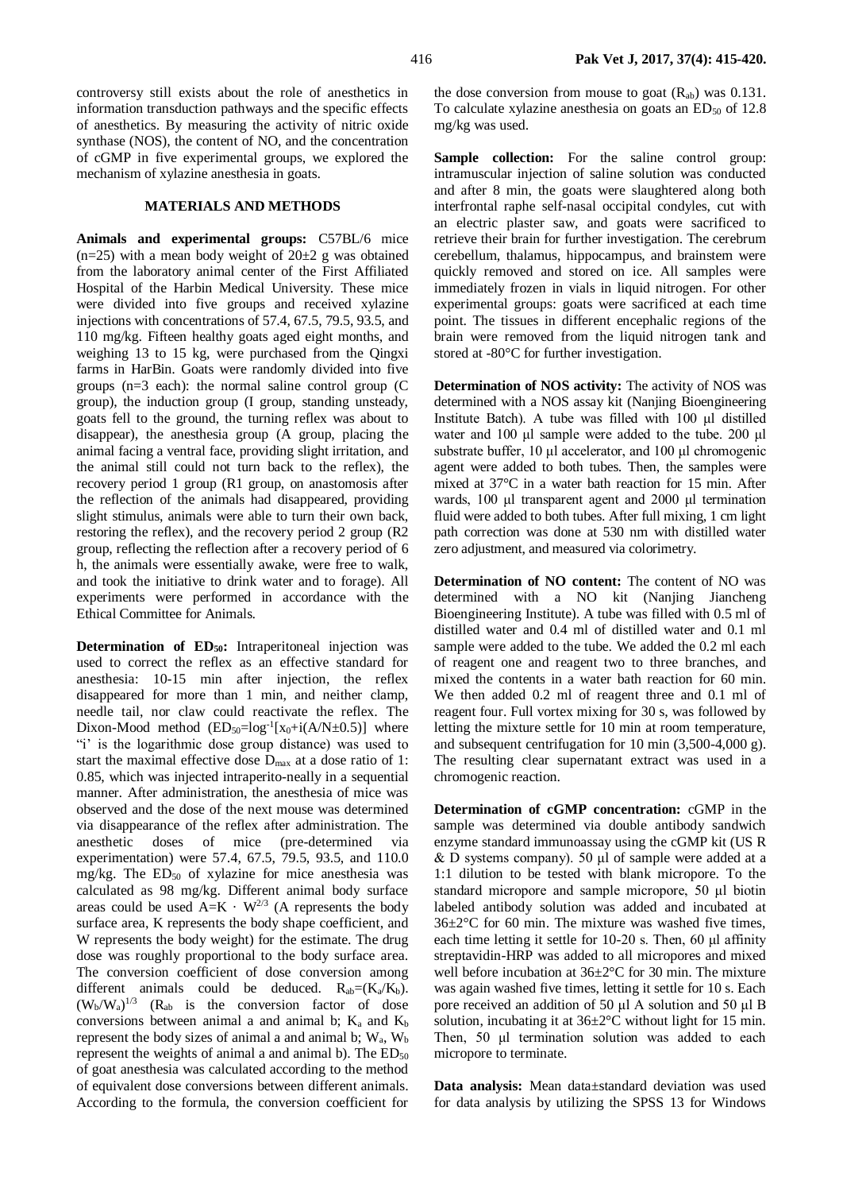controversy still exists about the role of anesthetics in information transduction pathways and the specific effects of anesthetics. By measuring the activity of nitric oxide synthase (NOS), the content of NO, and the concentration of cGMP in five experimental groups, we explored the mechanism of xylazine anesthesia in goats.

## MATERIALS AND METHODS

**Animals and experimental groups:** C57BL/6 mice (n=25) with a mean body weight of 20±2 g was obtained from the laboratory animal center of the First Affiliated Hospital of the Harbin Medical University. These mice were divided into five groups and received xylazine injections with concentrations of 57.4, 67.5, 79.5, 93.5, and 110 mg/kg. Fifteen healthy goats aged eight months, and weighing 13 to 15 kg, were purchased from the Qingxi farms in HarBin. Goats were randomly divided into five groups (n=3 each): the normal saline control group (C group), the induction group (I group, standing unsteady, goats fell to the ground, the turning reflex was about to disappear), the anesthesia group (A group, placing the animal facing a ventral face, providing slight irritation, and the animal still could not turn back to the reflex), the recovery period 1 group (R1 group, on anastomosis after the reflection of the animals had disappeared, providing slight stimulus, animals were able to turn their own back, restoring the reflex), and the recovery period 2 group (R2 group, reflecting the reflection after a recovery period of 6 h, the animals were essentially awake, were free to walk, and took the initiative to drink water and to forage). All experiments were performed in accordance with the Ethical Committee for Animals.

**Determination of $ED_{50}$:** Intraperitoneal injection was used to correct the reflex as an effective standard for anesthesia: 10-15 min after injection, the reflex disappeared for more than 1 min, and neither clamp, needle tail, nor claw could reactivate the reflex. The Dixon-Mood method ($ED_{50}=\log^{-1}[x_0+i(A/N\pm0.5)]$ where "i' is the logarithmic dose group distance) was used to start the maximal effective dose $D_{max}$ at a dose ratio of 1: 0.85, which was injected intraperito-neally in a sequential manner. After administration, the anesthesia of mice was observed and the dose of the next mouse was determined via disappearance of the reflex after administration. The anesthetic doses of mice (pre-determined via experimentation) were 57.4, 67.5, 79.5, 93.5, and 110.0 mg/kg. The $ED_{50}$ of xylazine for mice anesthesia was calculated as 98 mg/kg. Different animal body surface areas could be used $A=K \cdot W^{2/3}$ (A represents the body surface area, K represents the body shape coefficient, and W represents the body weight) for the estimate. The drug dose was roughly proportional to the body surface area. The conversion coefficient of dose conversion among different animals could be deduced. $R_{ab}=(K_a/K_b).(W_b/W_a)^{1/3}$ ($R_{ab}$ is the conversion factor of dose conversions between animal a and animal b; $K_a$ and $K_b$ represent the body sizes of animal a and animal b; $W_a$, $W_b$ represent the weights of animal a and animal b). The $ED_{50}$ of goat anesthesia was calculated according to the method of equivalent dose conversions between different animals. According to the formula, the conversion coefficient for the dose conversion from mouse to goat ($R_{ab}$) was 0.131. To calculate xylazine anesthesia on goats an $ED_{50}$ of 12.8 mg/kg was used.

**Sample collection:** For the saline control group: intramuscular injection of saline solution was conducted and after 8 min, the goats were slaughtered along both interfrontal raphe self-nasal occipital condyles, cut with an electric plaster saw, and goats were sacrificed to retrieve their brain for further investigation. The cerebrum cerebellum, thalamus, hippocampus, and brainstem were quickly removed and stored on ice. All samples were immediately frozen in vials in liquid nitrogen. For other experimental groups: goats were sacrificed at each time point. The tissues in different encephalic regions of the brain were removed from the liquid nitrogen tank and stored at -80°C for further investigation.

**Determination of NOS activity:** The activity of NOS was determined with a NOS assay kit (Nanjing Bioengineering Institute Batch). A tube was filled with 100 µl distilled water and 100 µl sample were added to the tube. 200 µl substrate buffer, 10 µl accelerator, and 100 µl chromogenic agent were added to both tubes. Then, the samples were mixed at 37°C in a water bath reaction for 15 min. After wards, 100 µl transparent agent and 2000 µl termination fluid were added to both tubes. After full mixing, 1 cm light path correction was done at 530 nm with distilled water zero adjustment, and measured via colorimetry.

**Determination of NO content:** The content of NO was determined with a NO kit (Nanjing Jiancheng Bioengineering Institute). A tube was filled with 0.5 ml of distilled water and 0.4 ml of distilled water and 0.1 ml sample were added to the tube. We added the 0.2 ml each of reagent one and reagent two to three branches, and mixed the contents in a water bath reaction for 60 min. We then added 0.2 ml of reagent three and 0.1 ml of reagent four. Full vortex mixing for 30 s, was followed by letting the mixture settle for 10 min at room temperature, and subsequent centrifugation for 10 min (3,500-4,000 g). The resulting clear supernatant extract was used in a chromogenic reaction.

**Determination of cGMP concentration:** cGMP in the sample was determined via double antibody sandwich enzyme standard immunoassay using the cGMP kit (US R & D systems company). 50 µl of sample were added at a 1:1 dilution to be tested with blank micropore. To the standard micropore and sample micropore, 50 µl biotin labeled antibody solution was added and incubated at 36±2°C for 60 min. The mixture was washed five times, each time letting it settle for 10-20 s. Then, 60 µl affinity streptavidin-HRP was added to all micropores and mixed well before incubation at 36±2°C for 30 min. The mixture was again washed five times, letting it settle for 10 s. Each pore received an addition of 50 µl A solution and 50 µl B solution, incubating it at 36±2°C without light for 15 min. Then, 50 µl termination solution was added to each micropore to terminate.

**Data analysis:** Mean data±standard deviation was used for data analysis by utilizing the SPSS 13 for Windows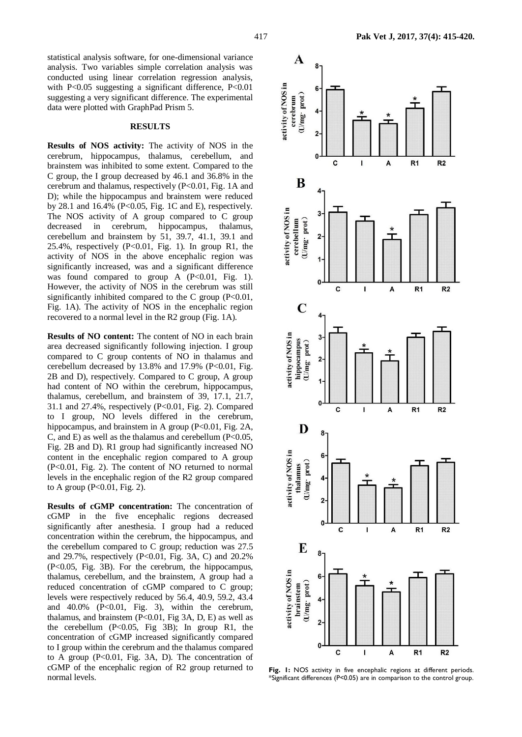statistical analysis software, for one-dimensional variance analysis. Two variables simple correlation analysis was conducted using linear correlation regression analysis, with P<0.05 suggesting a significant difference, P<0.01 suggesting a very significant difference. The experimental data were plotted with GraphPad Prism 5.

## RESULTS

**Results of NOS activity:** The activity of NOS in the cerebrum, hippocampus, thalamus, cerebellum, and brainstem was inhibited to some extent. Compared to the C group, the I group decreased by 46.1 and 36.8% in the cerebrum and thalamus, respectively (P<0.01, Fig. 1A and D); while the hippocampus and brainstem were reduced by 28.1 and 16.4% (P<0.05, Fig. 1C and E), respectively. The NOS activity of A group compared to C group decreased in cerebrum, hippocampus, thalamus, cerebellum and brainstem by 51, 39.7, 41.1, 39.1 and 25.4%, respectively (P<0.01, Fig. 1). In group R1, the activity of NOS in the above encephalic region was significantly increased, was and a significant difference was found compared to group A (P<0.01, Fig. 1). However, the activity of NOS in the cerebrum was still significantly inhibited compared to the C group (P<0.01, Fig. 1A). The activity of NOS in the encephalic region recovered to a normal level in the R2 group (Fig. 1A).

**Results of NO content:** The content of NO in each brain area decreased significantly following injection. I group compared to C group contents of NO in thalamus and cerebellum decreased by 13.8% and 17.9% (P<0.01, Fig. 2B and D), respectively. Compared to C group, A group had content of NO within the cerebrum, hippocampus, thalamus, cerebellum, and brainstem of 39, 17.1, 21.7, 31.1 and 27.4%, respectively (P<0.01, Fig. 2). Compared to I group, NO levels differed in the cerebrum, hippocampus, and brainstem in A group (P<0.01, Fig. 2A, C, and E) as well as the thalamus and cerebellum (P<0.05, Fig. 2B and D). R1 group had significantly increased NO content in the encephalic region compared to A group (P<0.01, Fig. 2). The content of NO returned to normal levels in the encephalic region of the R2 group compared to A group (P<0.01, Fig. 2).

**Results of cGMP concentration:** The concentration of cGMP in the five encephalic regions decreased significantly after anesthesia. I group had a reduced concentration within the cerebrum, the hippocampus, and the cerebellum compared to C group; reduction was 27.5 and 29.7%, respectively (P<0.01, Fig. 3A, C) and 20.2% (P<0.05, Fig. 3B). For the cerebrum, the hippocampus, thalamus, cerebellum, and the brainstem, A group had a reduced concentration of cGMP compared to C group; levels were respectively reduced by 56.4, 40.9, 59.2, 43.4 and 40.0% (P<0.01, Fig. 3), within the cerebrum, thalamus, and brainstem (P<0.01, Fig 3A, D, E) as well as the cerebellum (P<0.05, Fig 3B); In group R1, the concentration of cGMP increased significantly compared to I group within the cerebrum and the thalamus compared to A group (P<0.01, Fig. 3A, D). The concentration of cGMP of the encephalic region of R2 group returned to normal levels.

**Fig. 1:** NOS activity in five encephalic regions at different periods. *Significant differences (P<0.05) are in comparison to the control group.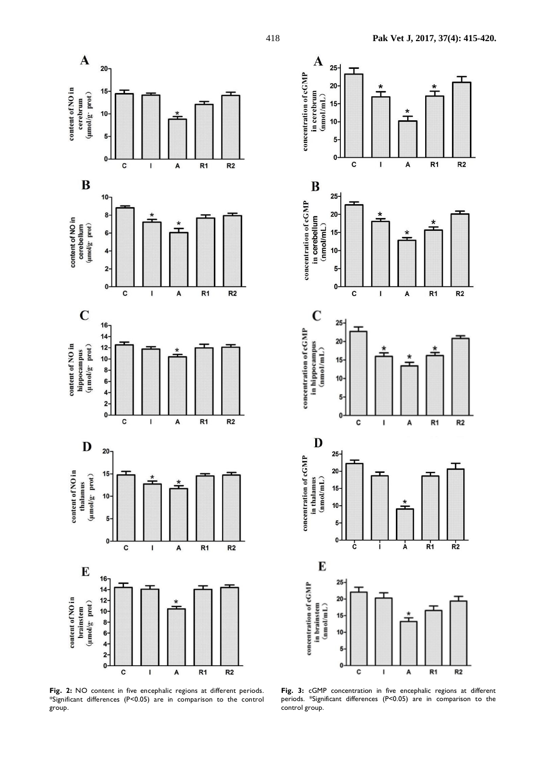**Fig. 2:** NO content in five encephalic regions at different periods. *Significant differences (P<0.05) are in comparison to the control group.

**Fig. 3:** cGMP concentration in five encephalic regions at different periods. *Significant differences (P<0.05) are in comparison to the control group.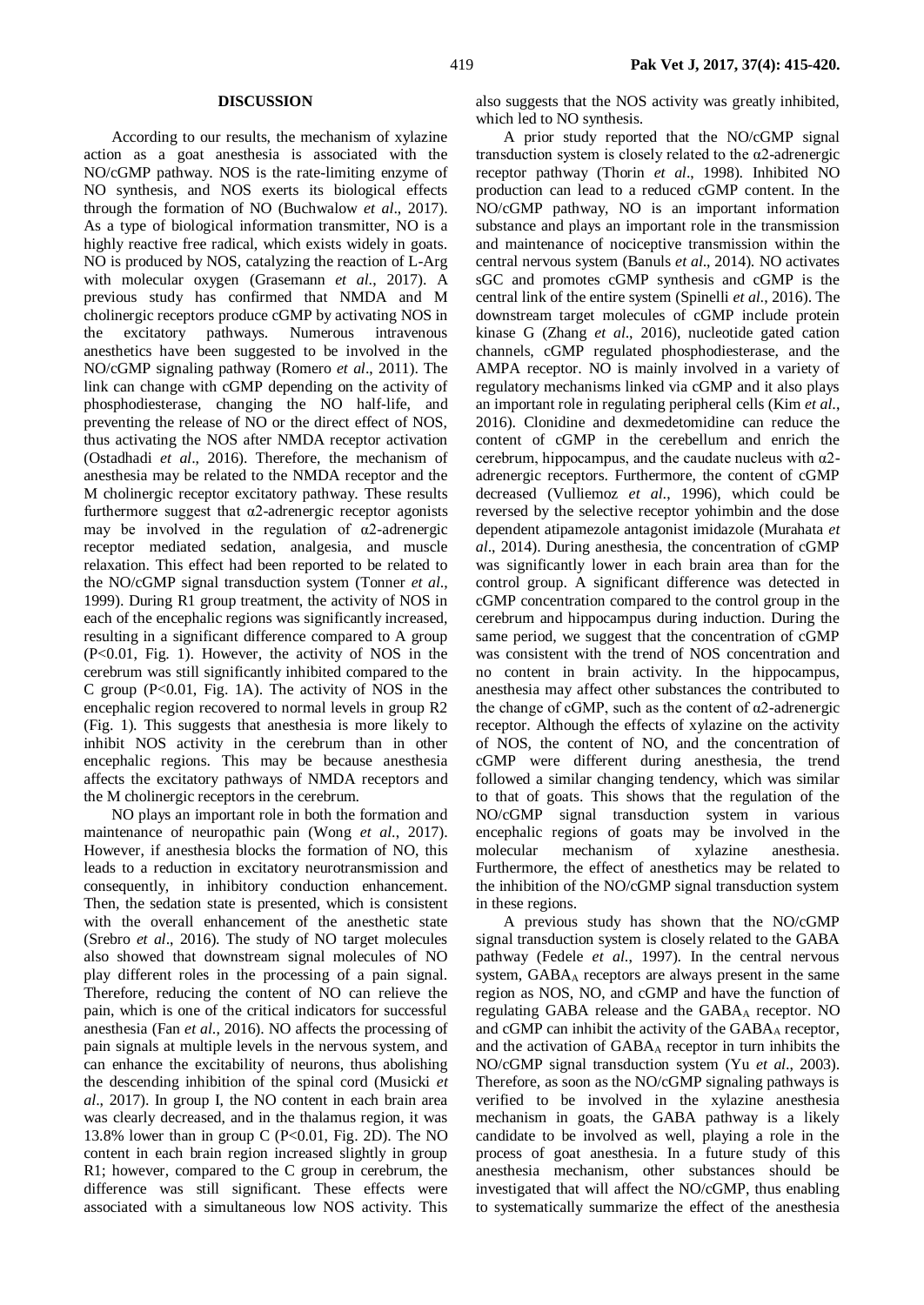## DISCUSSION

According to our results, the mechanism of xylazine action as a goat anesthesia is associated with the NO/cGMP pathway. NOS is the rate-limiting enzyme of NO synthesis, and NOS exerts its biological effects through the formation of NO (Buchwalow *et al*., 2017). As a type of biological information transmitter, NO is a highly reactive free radical, which exists widely in goats. NO is produced by NOS, catalyzing the reaction of L-Arg with molecular oxygen (Grasemann *et al*., 2017). A previous study has confirmed that NMDA and M cholinergic receptors produce cGMP by activating NOS in the excitatory pathways. Numerous intravenous anesthetics have been suggested to be involved in the NO/cGMP signaling pathway (Romero *et al*., 2011). The link can change with cGMP depending on the activity of phosphodiesterase, changing the NO half-life, and preventing the release of NO or the direct effect of NOS, thus activating the NOS after NMDA receptor activation (Ostadhadi *et al*., 2016). Therefore, the mechanism of anesthesia may be related to the NMDA receptor and the M cholinergic receptor excitatory pathway. These results furthermore suggest that α2-adrenergic receptor agonists may be involved in the regulation of α2-adrenergic receptor mediated sedation, analgesia, and muscle relaxation. This effect had been reported to be related to the NO/cGMP signal transduction system (Tonner *et al*., 1999). During R1 group treatment, the activity of NOS in each of the encephalic regions was significantly increased, resulting in a significant difference compared to A group ($P<0.01$, Fig. 1). However, the activity of NOS in the cerebrum was still significantly inhibited compared to the C group ($P<0.01$, Fig. 1A). The activity of NOS in the encephalic region recovered to normal levels in group R2 (Fig. 1). This suggests that anesthesia is more likely to inhibit NOS activity in the cerebrum than in other encephalic regions. This may be because anesthesia affects the excitatory pathways of NMDA receptors and the M cholinergic receptors in the cerebrum.

NO plays an important role in both the formation and maintenance of neuropathic pain (Wong *et al*., 2017). However, if anesthesia blocks the formation of NO, this leads to a reduction in excitatory neurotransmission and consequently, in inhibitory conduction enhancement. Then, the sedation state is presented, which is consistent with the overall enhancement of the anesthetic state (Srebro *et al*., 2016). The study of NO target molecules also showed that downstream signal molecules of NO play different roles in the processing of a pain signal. Therefore, reducing the content of NO can relieve the pain, which is one of the critical indicators for successful anesthesia (Fan *et al*., 2016). NO affects the processing of pain signals at multiple levels in the nervous system, and can enhance the excitability of neurons, thus abolishing the descending inhibition of the spinal cord (Musicki *et al*., 2017). In group I, the NO content in each brain area was clearly decreased, and in the thalamus region, it was 13.8% lower than in group C ($P<0.01$, Fig. 2D). The NO content in each brain region increased slightly in group R1; however, compared to the C group in cerebrum, the difference was still significant. These effects were associated with a simultaneous low NOS activity. This also suggests that the NOS activity was greatly inhibited, which led to NO synthesis.

A prior study reported that the NO/cGMP signal transduction system is closely related to the α2-adrenergic receptor pathway (Thorin *et al*., 1998). Inhibited NO production can lead to a reduced cGMP content. In the NO/cGMP pathway, NO is an important information substance and plays an important role in the transmission and maintenance of nociceptive transmission within the central nervous system (Banuls *et al*., 2014). NO activates sGC and promotes cGMP synthesis and cGMP is the central link of the entire system (Spinelli *et al*., 2016). The downstream target molecules of cGMP include protein kinase G (Zhang *et al*., 2016), nucleotide gated cation channels, cGMP regulated phosphodiesterase, and the AMPA receptor. NO is mainly involved in a variety of regulatory mechanisms linked via cGMP and it also plays an important role in regulating peripheral cells (Kim *et al*., 2016). Clonidine and dexmedetomidine can reduce the content of cGMP in the cerebellum and enrich the cerebrum, hippocampus, and the caudate nucleus with α2-adrenergic receptors. Furthermore, the content of cGMP decreased (Vulliemoz *et al*., 1996), which could be reversed by the selective receptor yohimbin and the dose dependent atipamezole antagonist imidazole (Murahata *et al*., 2014). During anesthesia, the concentration of cGMP was significantly lower in each brain area than for the control group. A significant difference was detected in cGMP concentration compared to the control group in the cerebrum and hippocampus during induction. During the same period, we suggest that the concentration of cGMP was consistent with the trend of NOS concentration and no content in brain activity. In the hippocampus, anesthesia may affect other substances the contributed to the change of cGMP, such as the content of α2-adrenergic receptor. Although the effects of xylazine on the activity of NOS, the content of NO, and the concentration of cGMP were different during anesthesia, the trend followed a similar changing tendency, which was similar to that of goats. This shows that the regulation of the NO/cGMP signal transduction system in various encephalic regions of goats may be involved in the molecular mechanism of xylazine anesthesia. Furthermore, the effect of anesthetics may be related to the inhibition of the NO/cGMP signal transduction system in these regions.

A previous study has shown that the NO/cGMP signal transduction system is closely related to the GABA pathway (Fedele *et al*., 1997). In the central nervous system, $GABA_A$ receptors are always present in the same region as NOS, NO, and cGMP and have the function of regulating GABA release and the $GABA_A$ receptor. NO and cGMP can inhibit the activity of the $GABA_A$ receptor, and the activation of $GABA_A$ receptor in turn inhibits the NO/cGMP signal transduction system (Yu *et al*., 2003). Therefore, as soon as the NO/cGMP signaling pathways is verified to be involved in the xylazine anesthesia mechanism in goats, the GABA pathway is a likely candidate to be involved as well, playing a role in the process of goat anesthesia. In a future study of this anesthesia mechanism, other substances should be investigated that will affect the NO/cGMP, thus enabling to systematically summarize the effect of the anesthesia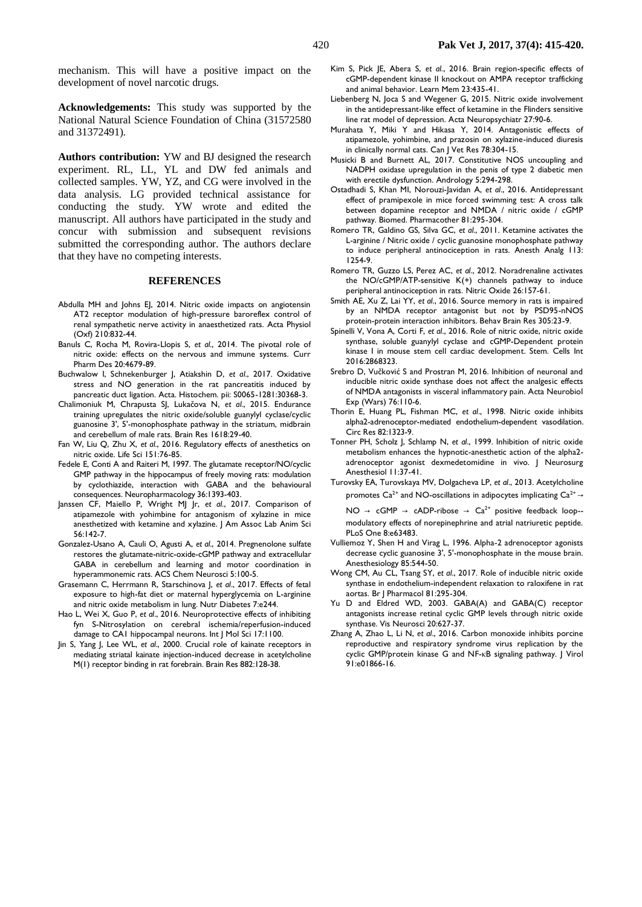mechanism. This will have a positive impact on the development of novel narcotic drugs.

**Acknowledgements:** This study was supported by the National Natural Science Foundation of China (31572580 and 31372491).

**Authors contribution:** YW and BJ designed the research experiment. RL, LL, YL and DW fed animals and collected samples. YW, YZ, and CG were involved in the data analysis. LG provided technical assistance for conducting the study. YW wrote and edited the manuscript. All authors have participated in the study and concur with submission and subsequent revisions submitted the corresponding author. The authors declare that they have no competing interests.

## REFERENCES

Abdulla MH and Johns EJ, 2014. Nitric oxide impacts on angiotensin AT2 receptor modulation of high-pressure baroreflex control of renal sympathetic nerve activity in anaesthetized rats. Acta Physiol (Oxf) 210:832-44.

Banuls C, Rocha M, Rovira-Llopis S, *et al*., 2014. The pivotal role of nitric oxide: effects on the nervous and immune systems. Curr Pharm Des 20:4679-89.

Buchwalow I, Schnekenburger J, Atiakshin D, *et al*., 2017. Oxidative stress and NO generation in the rat pancreatitis induced by pancreatic duct ligation. Acta. Histochem. pii: S0065-1281:30368-3.

Chalimoniuk M, Chrapusta SJ, Lukačova N, *et al*., 2015. Endurance training upregulates the nitric oxide/soluble guanylyl cyclase/cyclic guanosine 3', 5'-monophosphate pathway in the striatum, midbrain and cerebellum of male rats. Brain Res 1618:29-40.

Fan W, Liu Q, Zhu X, *et al*., 2016. Regulatory effects of anesthetics on nitric oxide. Life Sci 151:76-85.

Fedele E, Conti A and Raiteri M, 1997. The glutamate receptor/NO/cyclic GMP pathway in the hippocampus of freely moving rats: modulation by cyclothiazide, interaction with GABA and the behavioural consequences. Neuropharmacology 36:1393-403.

Janssen CF, Maiello P, Wright MJ Jr, *et al*., 2017. Comparison of atipamezole with yohimbine for antagonism of xylazine in mice anesthetized with ketamine and xylazine. J Am Assoc Lab Anim Sci 56:142-7.

Gonzalez-Usano A, Cauli O, Agusti A, *et al*., 2014. Pregnenolone sulfate restores the glutamate-nitric-oxide-cGMP pathway and extracellular GABA in cerebellum and learning and motor coordination in hyperammonemic rats. ACS Chem Neurosci 5:100-5.

Grasemann C, Herrmann R, Starschinova J, *et al*., 2017. Effects of fetal exposure to high-fat diet or maternal hyperglycemia on L-arginine and nitric oxide metabolism in lung. Nutr Diabetes 7:e244.

Hao L, Wei X, Guo P, *et al*., 2016. Neuroprotective effects of inhibiting fyn S-Nitrosylation on cerebral ischemia/reperfusion-induced damage to CA1 hippocampal neurons. Int J Mol Sci 17:1100.

Jin S, Yang J, Lee WL, *et al*., 2000. Crucial role of kainate receptors in mediating striatal kainate injection-induced decrease in acetylcholine M(1) receptor binding in rat forebrain. Brain Res 882:128-38.

Kim S, Pick JE, Abera S, *et al*., 2016. Brain region-specific effects of cGMP-dependent kinase II knockout on AMPA receptor trafficking and animal behavior. Learn Mem 23:435-41.

Liebenberg N, Joca S and Wegener G, 2015. Nitric oxide involvement in the antidepressant-like effect of ketamine in the Flinders sensitive line rat model of depression. Acta Neuropsychiatr 27:90-6.

Murahata Y, Miki Y and Hikasa Y, 2014. Antagonistic effects of atipamezole, yohimbine, and prazosin on xylazine-induced diuresis in clinically normal cats. Can J Vet Res 78:304-15.

Musicki B and Burnett AL, 2017. Constitutive NOS uncoupling and NADPH oxidase upregulation in the penis of type 2 diabetic men with erectile dysfunction. Andrology 5:294-298.

Ostadhadi S, Khan MI, Norouzi-Javidan A, *et al*., 2016. Antidepressant effect of pramipexole in mice forced swimming test: A cross talk between dopamine receptor and NMDA / nitric oxide / cGMP pathway. Biomed. Pharmacother 81:295-304.

Romero TR, Galdino GS, Silva GC, *et al*., 2011. Ketamine activates the L-arginine / Nitric oxide / cyclic guanosine monophosphate pathway to induce peripheral antinociception in rats. Anesth Analg 113: 1254-9.

Romero TR, Guzzo LS, Perez AC, *et al*., 2012. Noradrenaline activates the NO/cGMP/ATP-sensitive K(+) channels pathway to induce peripheral antinociception in rats. Nitric Oxide 26:157-61.

Smith AE, Xu Z, Lai YY, *et al*., 2016. Source memory in rats is impaired by an NMDA receptor antagonist but not by PSD95-nNOS protein-protein interaction inhibitors. Behav Brain Res 305:23-9.

Spinelli V, Vona A, Corti F, *et al*., 2016. Role of nitric oxide, nitric oxide synthase, soluble guanylyl cyclase and cGMP-Dependent protein kinase I in mouse stem cell cardiac development. Stem. Cells Int 2016:2868323.

Srebro D, Vučković S and Prostran M, 2016. Inhibition of neuronal and inducible nitric oxide synthase does not affect the analgesic effects of NMDA antagonists in visceral inflammatory pain. Acta Neurobiol Exp (Wars) 76:110-6.

Thorin E, Huang PL, Fishman MC, *et al*., 1998. Nitric oxide inhibits alpha2-adrenoceptor-mediated endothelium-dependent vasodilation. Circ Res 82:1323-9.

Tonner PH, Scholz J, Schlamp N, *et al*., 1999. Inhibition of nitric oxide metabolism enhances the hypnotic-anesthetic action of the alpha2-adrenoceptor agonist dexmedetomidine in vivo. J Neurosurg Anesthesiol 11:37-41.

Turovsky EA, Turovskaya MV, Dolgacheva LP, *et al*., 2013. Acetylcholine promotes $Ca^{2+}$ and NO-oscillations in adipocytes implicating $Ca^{2+} \rightarrow$ NO $\rightarrow$ cGMP $\rightarrow$ cADP-ribose $\rightarrow$ $Ca^{2+}$ positive feedback loop--modulatory effects of norepinephrine and atrial natriuretic peptide. PLoS One 8:e63483.

Vulliemoz Y, Shen H and Virag L, 1996. Alpha-2 adrenoceptor agonists decrease cyclic guanosine 3', 5'-monophosphate in the mouse brain. Anesthesiology 85:544-50.

Wong CM, Au CL, Tsang SY, *et al*., 2017. Role of inducible nitric oxide synthase in endothelium-independent relaxation to raloxifene in rat aortas. Br J Pharmacol 81:295-304.

Yu D and Eldred WD, 2003. GABA(A) and GABA(C) receptor antagonists increase retinal cyclic GMP levels through nitric oxide synthase. Vis Neurosci 20:627-37.

Zhang A, Zhao L, Li N, *et al*., 2016. Carbon monoxide inhibits porcine reproductive and respiratory syndrome virus replication by the cyclic GMP/protein kinase G and NF-κB signaling pathway. J Virol 91:e01866-16.